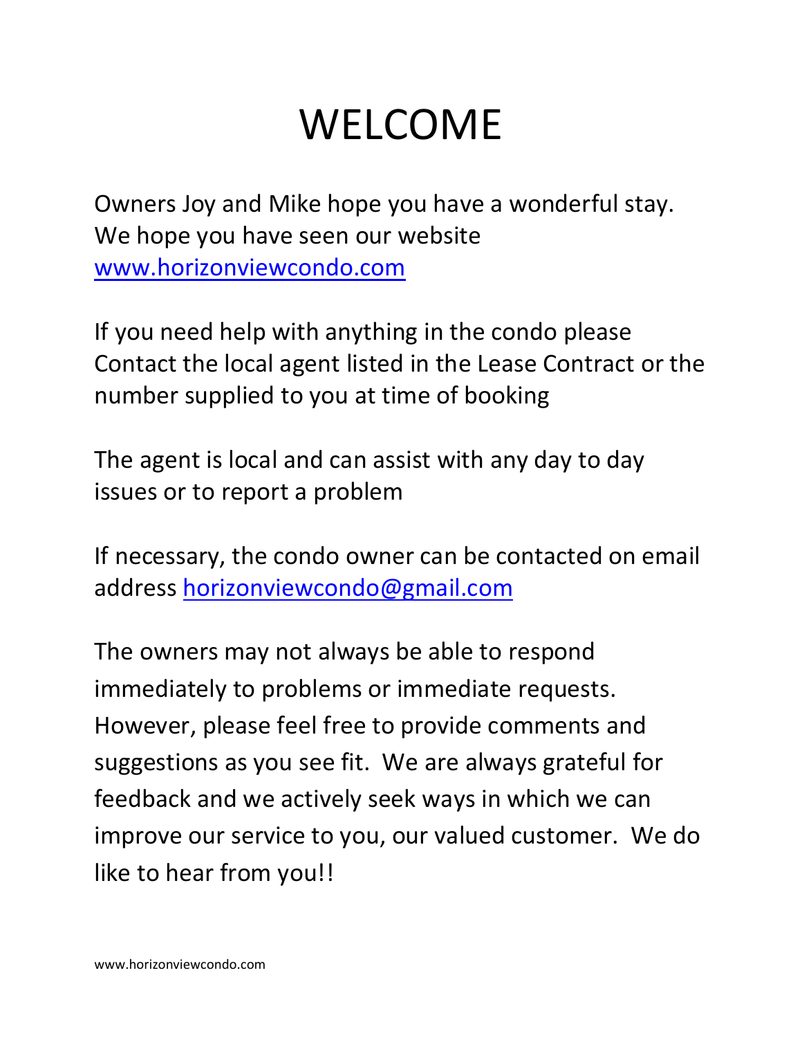# WELCOME

Owners Joy and Mike hope you have a wonderful stay. We hope you have seen our website www.horizonviewcondo.com

If you need help with anything in the condo please Contact the local agent listed in the Lease Contract or the number supplied to you at time of booking

The agent is local and can assist with any day to day issues or to report a problem

If necessary, the condo owner can be contacted on email address horizonviewcondo@gmail.com

The owners may not always be able to respond immediately to problems or immediate requests. However, please feel free to provide comments and suggestions as you see fit. We are always grateful for feedback and we actively seek ways in which we can improve our service to you, our valued customer. We do like to hear from you!!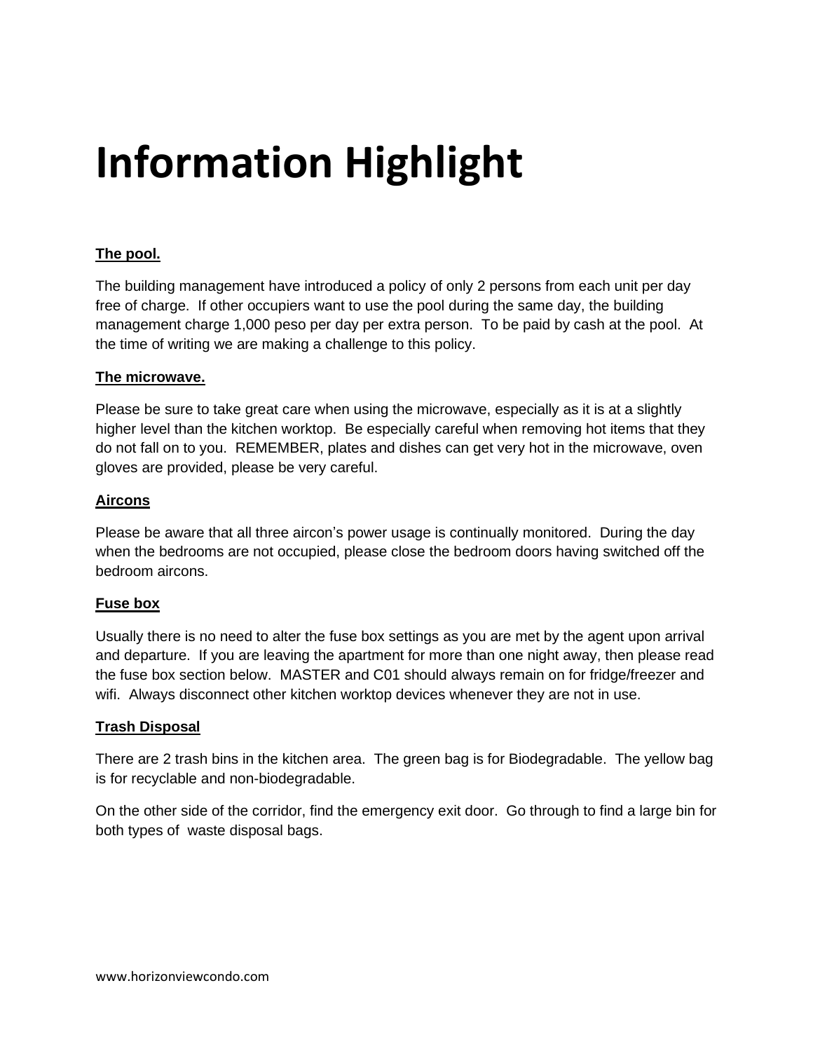# Information Highlight

**The pool.**

The building management have introduced a policy of only 2 persons from each unit per day free of charge. If other occupiers want to use the pool during the same day, the building management charge 1,000 peso per day per extra person. To be paid by cash at the pool. At the time of writing we are making a challenge to this policy.

**The microwave.**

Please be sure to take great care when using the microwave, especially as it is at a slightly higher level than the kitchen worktop. Be especially careful when removing hot items that they do not fall on to you. REMEMBER, plates and dishes can get very hot in the microwave, oven gloves are provided, please be very careful.

**Aircons**

Please be aware that all three aircon's power usage is continually monitored. During the day when the bedrooms are not occupied, please close the bedroom doors having switched off the bedroom aircons.

**Fuse box**

Usually there is no need to alter the fuse box settings as you are met by the agent upon arrival and departure. If you are leaving the apartment for more than one night away, then please read the fuse box section below. MASTER and C01 should always remain on for fridge/freezer and wifi. Always disconnect other kitchen worktop devices whenever they are not in use.

**Trash Disposal**

There are 2 trash bins in the kitchen area. The green bag is for Biodegradable. The yellow bag is for recyclable and non-biodegradable.

On the other side of the corridor, find the emergency exit door. Go through to find a large bin for both types of waste disposal bags.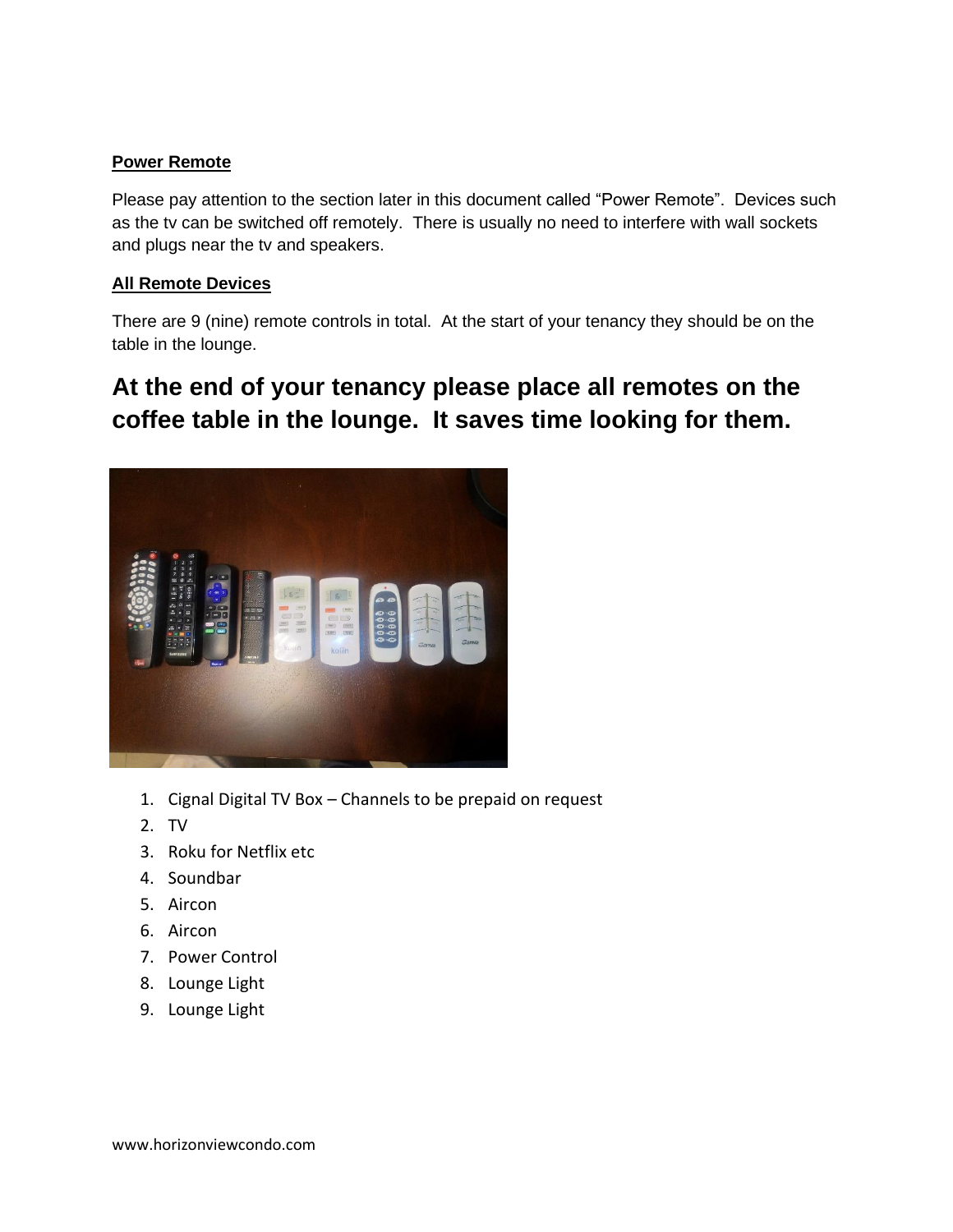### **Power Remote**

Please pay attention to the section later in this document called "Power Remote". Devices such as the tv can be switched off remotely. There is usually no need to interfere with wall sockets and plugs near the tv and speakers.

### **All Remote Devices**

There are 9 (nine) remote controls in total. At the start of your tenancy they should be on the table in the lounge.

## At the end of your tenancy please place all remotes on the coffee table in the lounge. It saves time looking for them.

1. Cignal Digital TV Box – Channels to be prepaid on request
2. TV
3. Roku for Netflix etc
4. Soundbar
5. Aircon
6. Aircon
7. Power Control
8. Lounge Light
9. Lounge Light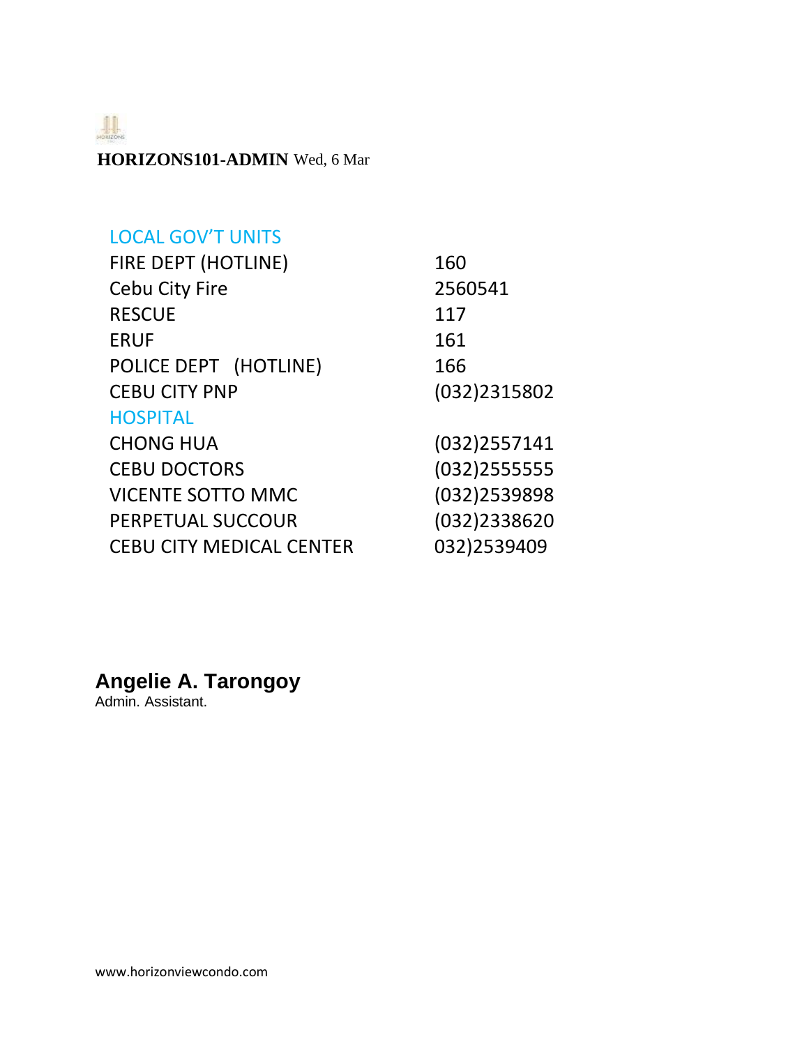**HORIZONS101-ADMIN** Wed, 6 Mar

| LOCAL GOV'T UNITS | |
|---|---|
| FIRE DEPT (HOTLINE) | 160 |
| Cebu City Fire | 2560541 |
| RESCUE | 117 |
| ERUF | 161 |
| POLICE DEPT (HOTLINE) | 166 |
| CEBU CITY PNP | (032)2315802 |
| **HOSPITAL** | |
| CHONG HUA | (032)2557141 |
| CEBU DOCTORS | (032)2555555 |
| VICENTE SOTTO MMC | (032)2539898 |
| PERPETUAL SUCCOUR | (032)2338620 |
| CEBU CITY MEDICAL CENTER | 032)2539409 |

**Angelie A. Tarongoy**
Admin. Assistant.

www.horizonviewcondo.com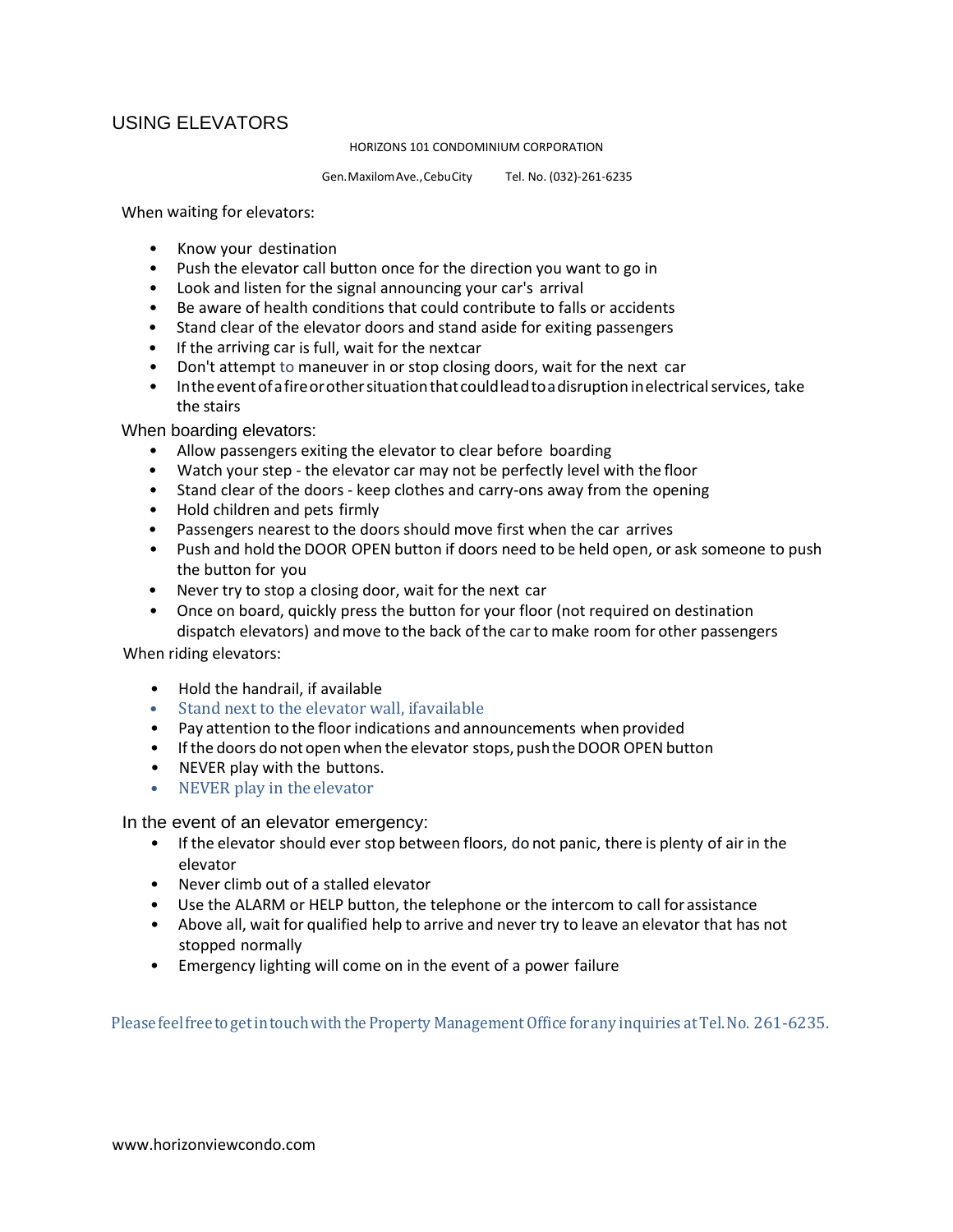## USING ELEVATORS

HORIZONS 101 CONDOMINIUM CORPORATION

Gen. Maxilom Ave., Cebu City    Tel. No. (032)-261-6235

When waiting for elevators:

- Know your destination
- Push the elevator call button once for the direction you want to go in
- Look and listen for the signal announcing your car's arrival
- Be aware of health conditions that could contribute to falls or accidents
- Stand clear of the elevator doors and stand aside for exiting passengers
- If the arriving car is full, wait for the next car
- Don't attempt to maneuver in or stop closing doors, wait for the next car
- In the event of a fire or other situation that could lead to a disruption in electrical services, take the stairs

When boarding elevators:

- Allow passengers exiting the elevator to clear before boarding
- Watch your step - the elevator car may not be perfectly level with the floor
- Stand clear of the doors - keep clothes and carry-ons away from the opening
- Hold children and pets firmly
- Passengers nearest to the doors should move first when the car arrives
- Push and hold the DOOR OPEN button if doors need to be held open, or ask someone to push the button for you
- Never try to stop a closing door, wait for the next car
- Once on board, quickly press the button for your floor (not required on destination dispatch elevators) and move to the back of the car to make room for other passengers

When riding elevators:

- Hold the handrail, if available
- Stand next to the elevator wall, if available
- Pay attention to the floor indications and announcements when provided
- If the doors do not open when the elevator stops, push the DOOR OPEN button
- NEVER play with the buttons.
- NEVER play in the elevator

In the event of an elevator emergency:

- If the elevator should ever stop between floors, do not panic, there is plenty of air in the elevator
- Never climb out of a stalled elevator
- Use the ALARM or HELP button, the telephone or the intercom to call for assistance
- Above all, wait for qualified help to arrive and never try to leave an elevator that has not stopped normally
- Emergency lighting will come on in the event of a power failure

Please feel free to get in touch with the Property Management Office for any inquiries at Tel. No. 261-6235.

www.horizonviewcondo.com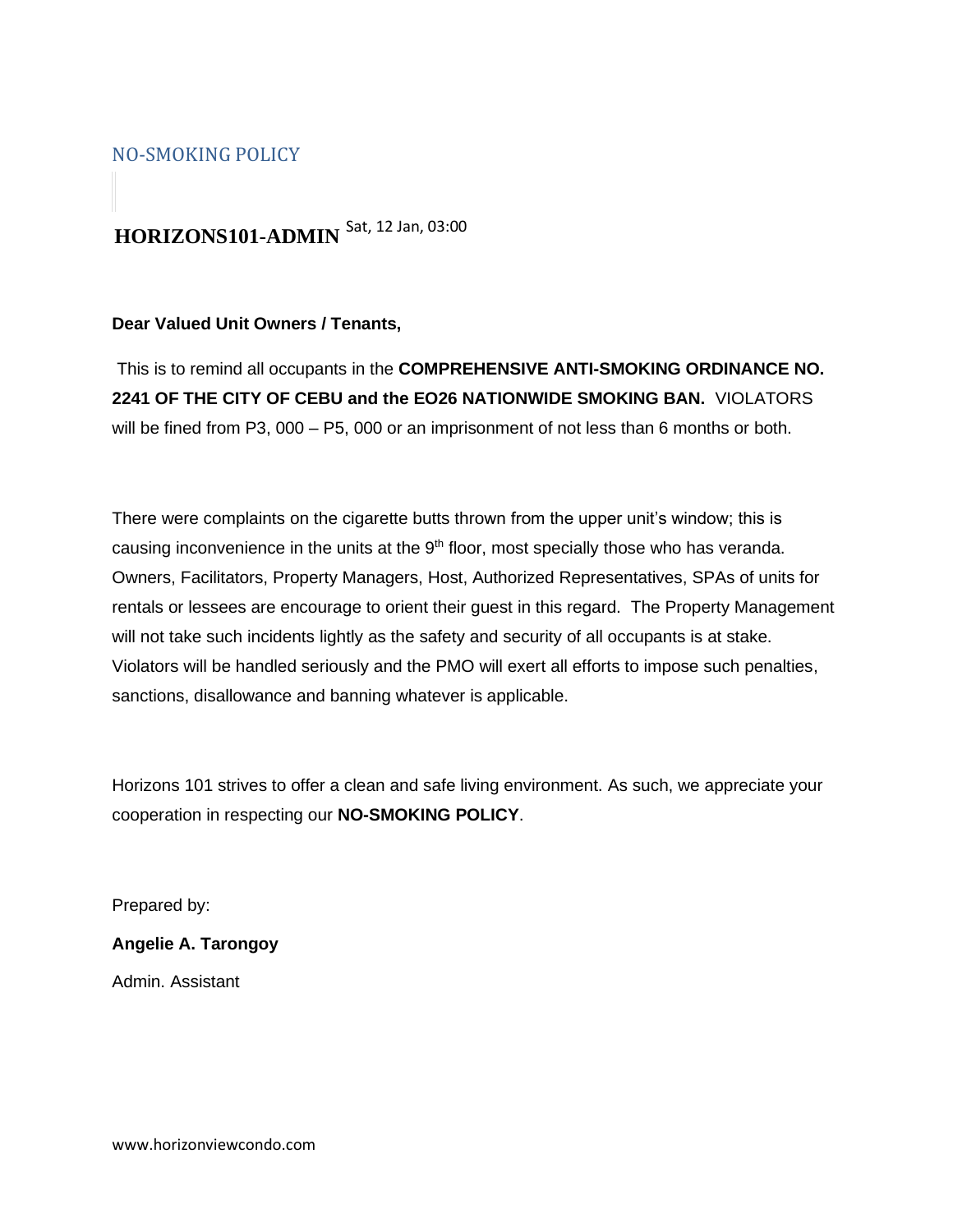## NO-SMOKING POLICY

**HORIZONS101-ADMIN** Sat, 12 Jan, 03:00

**Dear Valued Unit Owners / Tenants,**

This is to remind all occupants in the **COMPREHENSIVE ANTI-SMOKING ORDINANCE NO. 2241 OF THE CITY OF CEBU and the EO26 NATIONWIDE SMOKING BAN.** VIOLATORS will be fined from P3, 000 – P5, 000 or an imprisonment of not less than 6 months or both.

There were complaints on the cigarette butts thrown from the upper unit's window; this is causing inconvenience in the units at the 9th floor, most specially those who has veranda. Owners, Facilitators, Property Managers, Host, Authorized Representatives, SPAs of units for rentals or lessees are encourage to orient their guest in this regard. The Property Management will not take such incidents lightly as the safety and security of all occupants is at stake. Violators will be handled seriously and the PMO will exert all efforts to impose such penalties, sanctions, disallowance and banning whatever is applicable.

Horizons 101 strives to offer a clean and safe living environment. As such, we appreciate your cooperation in respecting our **NO-SMOKING POLICY**.

Prepared by:

**Angelie A. Tarongoy**

Admin. Assistant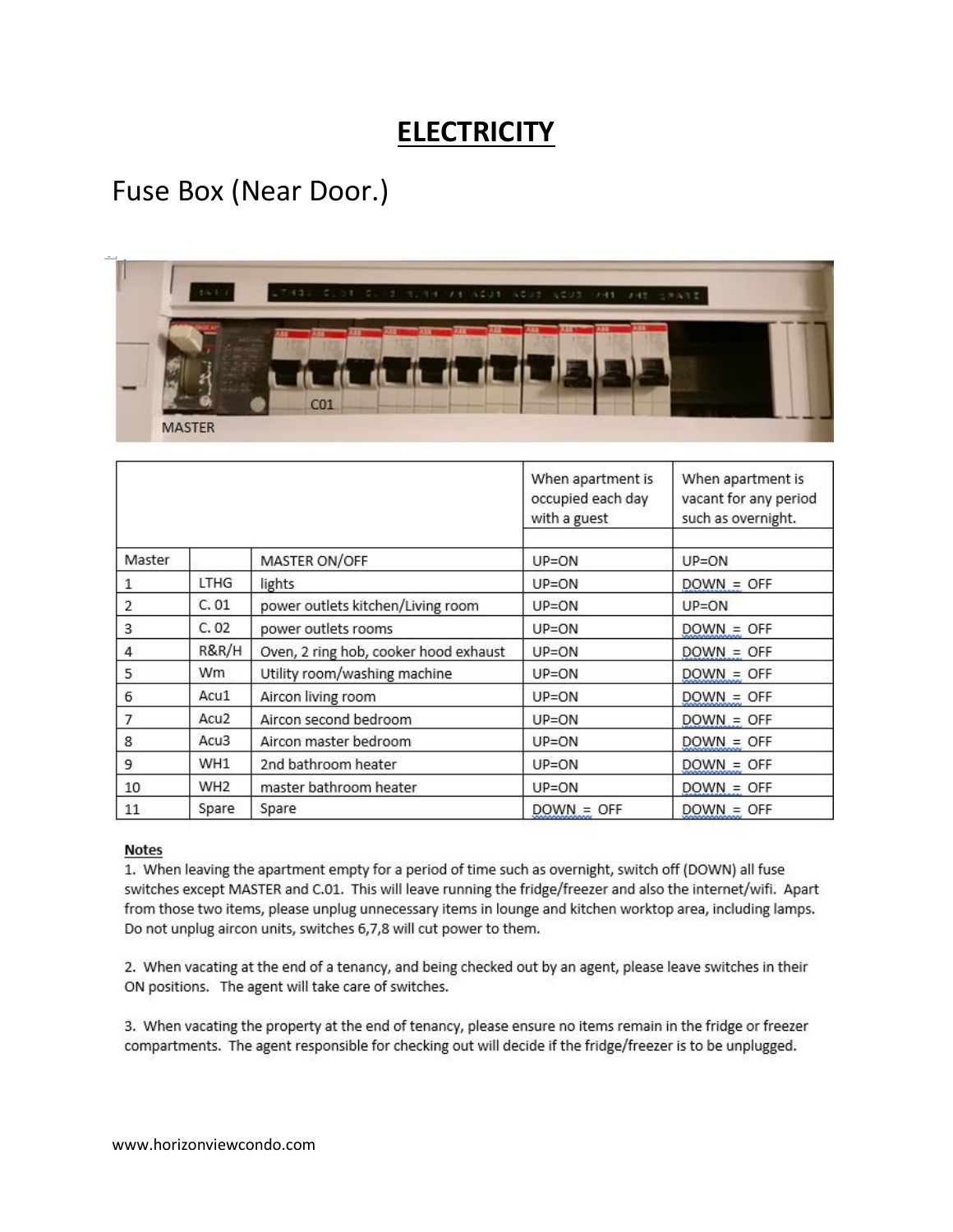# ELECTRICITY

## Fuse Box (Near Door.)

MASTER

C01

| | | | When apartment is occupied each day with a guest | When apartment is vacant for any period such as overnight. |
|---|---|---|---|---|
| | | | | |
| Master | | MASTER ON/OFF | UP=ON | UP=ON |
| 1 | LTHG | lights | UP=ON | DOWN = OFF |
| 2 | C. 01 | power outlets kitchen/Living room | UP=ON | UP=ON |
| 3 | C. 02 | power outlets rooms | UP=ON | DOWN = OFF |
| 4 | R&R/H | Oven, 2 ring hob, cooker hood exhaust | UP=ON | DOWN = OFF |
| 5 | Wm | Utility room/washing machine | UP=ON | DOWN = OFF |
| 6 | Acu1 | Aircon living room | UP=ON | DOWN = OFF |
| 7 | Acu2 | Aircon second bedroom | UP=ON | DOWN = OFF |
| 8 | Acu3 | Aircon master bedroom | UP=ON | DOWN = OFF |
| 9 | WH1 | 2nd bathroom heater | UP=ON | DOWN = OFF |
| 10 | WH2 | master bathroom heater | UP=ON | DOWN = OFF |
| 11 | Spare | Spare | DOWN = OFF | DOWN = OFF |

**Notes**

1. When leaving the apartment empty for a period of time such as overnight, switch off (DOWN) all fuse switches except MASTER and C.01. This will leave running the fridge/freezer and also the internet/wifi. Apart from those two items, please unplug unnecessary items in lounge and kitchen worktop area, including lamps. Do not unplug aircon units, switches 6,7,8 will cut power to them.

2. When vacating at the end of a tenancy, and being checked out by an agent, please leave switches in their ON positions. The agent will take care of switches.

3. When vacating the property at the end of tenancy, please ensure no items remain in the fridge or freezer compartments. The agent responsible for checking out will decide if the fridge/freezer is to be unplugged.

www.horizonviewcondo.com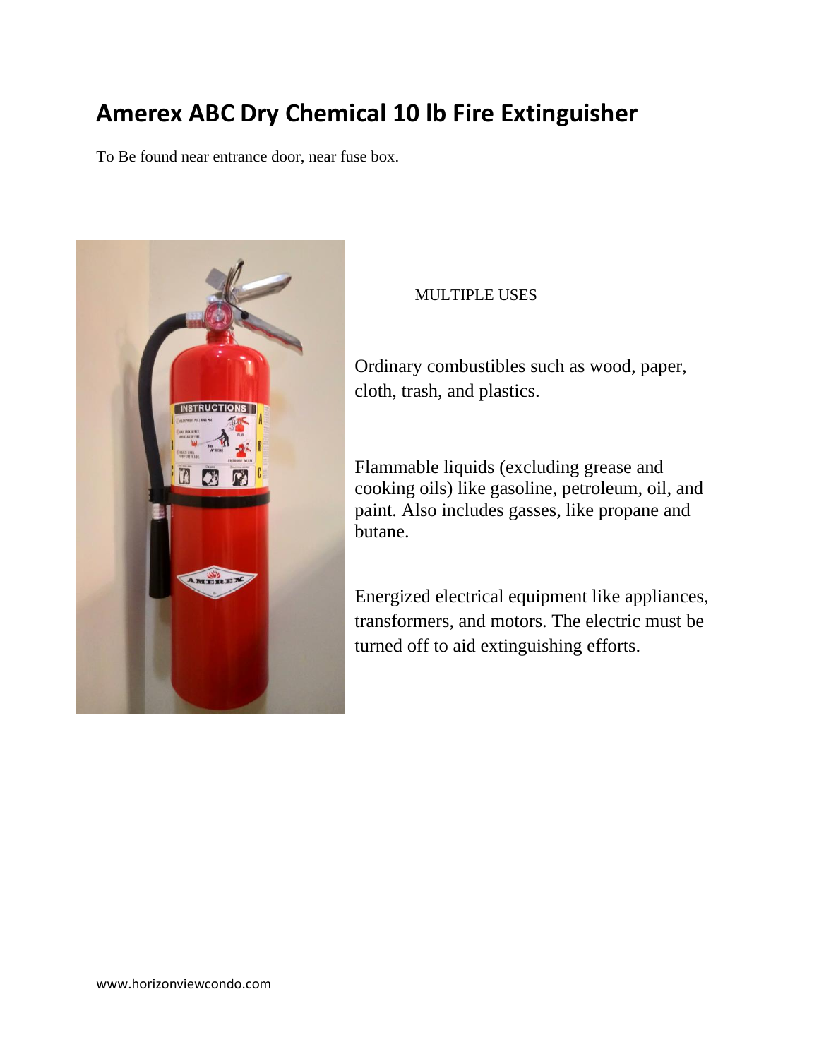# Amerex ABC Dry Chemical 10 lb Fire Extinguisher

To Be found near entrance door, near fuse box.

MULTIPLE USES

Ordinary combustibles such as wood, paper, cloth, trash, and plastics.

Flammable liquids (excluding grease and cooking oils) like gasoline, petroleum, oil, and paint. Also includes gasses, like propane and butane.

Energized electrical equipment like appliances, transformers, and motors. The electric must be turned off to aid extinguishing efforts.

www.horizonviewcondo.com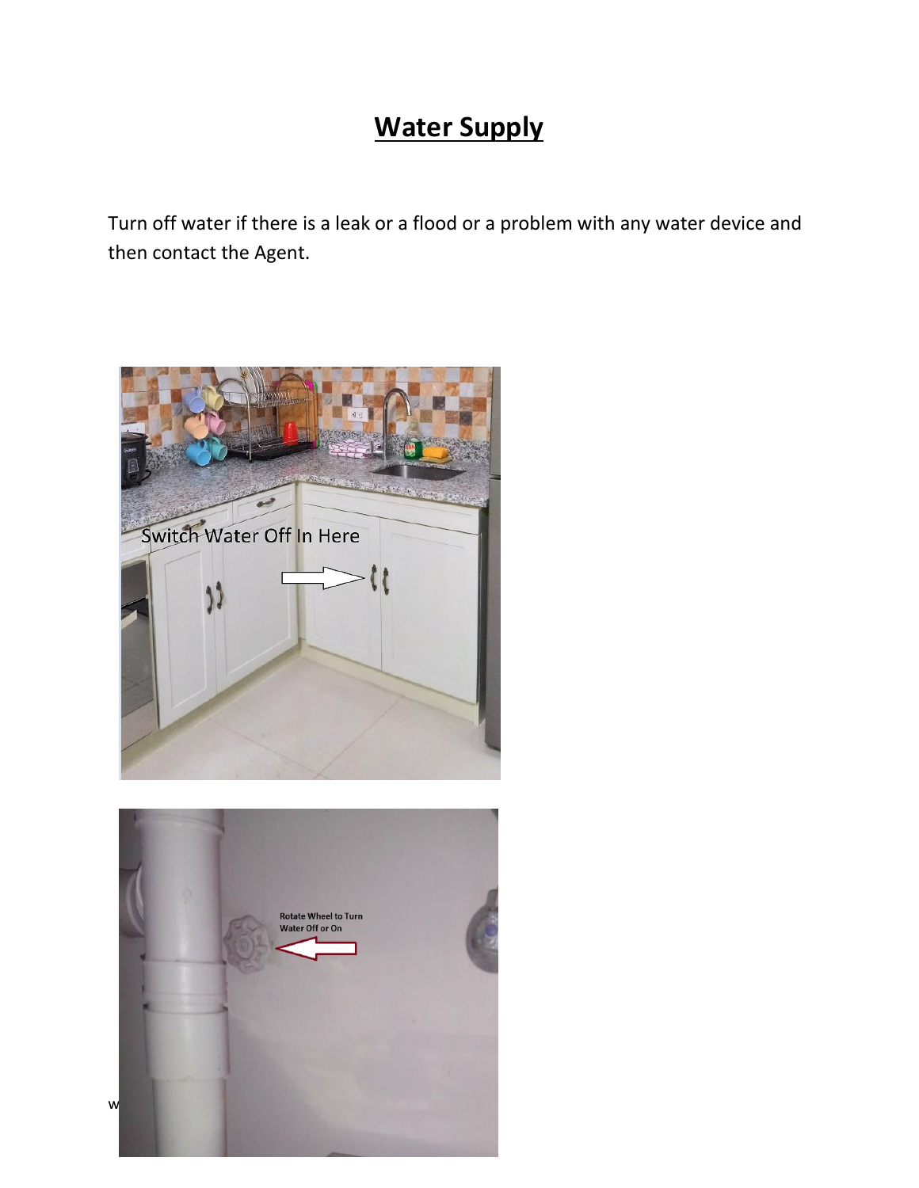# **Water Supply**

Turn off water if there is a leak or a flood or a problem with any water device and then contact the Agent.

Switch Water Off In Here

Rotate Wheel to Turn Water Off or On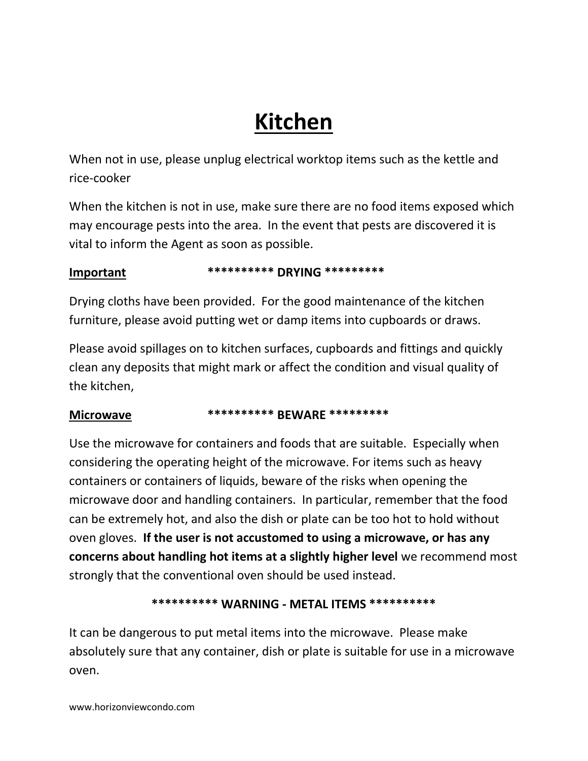# Kitchen

When not in use, please unplug electrical worktop items such as the kettle and rice-cooker

When the kitchen is not in use, make sure there are no food items exposed which may encourage pests into the area. In the event that pests are discovered it is vital to inform the Agent as soon as possible.

**Important** **********\* DRYING **********

Drying cloths have been provided. For the good maintenance of the kitchen furniture, please avoid putting wet or damp items into cupboards or draws.

Please avoid spillages on to kitchen surfaces, cupboards and fittings and quickly clean any deposits that might mark or affect the condition and visual quality of the kitchen,

**Microwave** **********\* BEWARE **********

Use the microwave for containers and foods that are suitable. Especially when considering the operating height of the microwave. For items such as heavy containers or containers of liquids, beware of the risks when opening the microwave door and handling containers. In particular, remember that the food can be extremely hot, and also the dish or plate can be too hot to hold without oven gloves. **If the user is not accustomed to using a microwave, or has any concerns about handling hot items at a slightly higher level** we recommend most strongly that the conventional oven should be used instead.

**********\* WARNING - METAL ITEMS ***********

It can be dangerous to put metal items into the microwave. Please make absolutely sure that any container, dish or plate is suitable for use in a microwave oven.

www.horizonviewcondo.com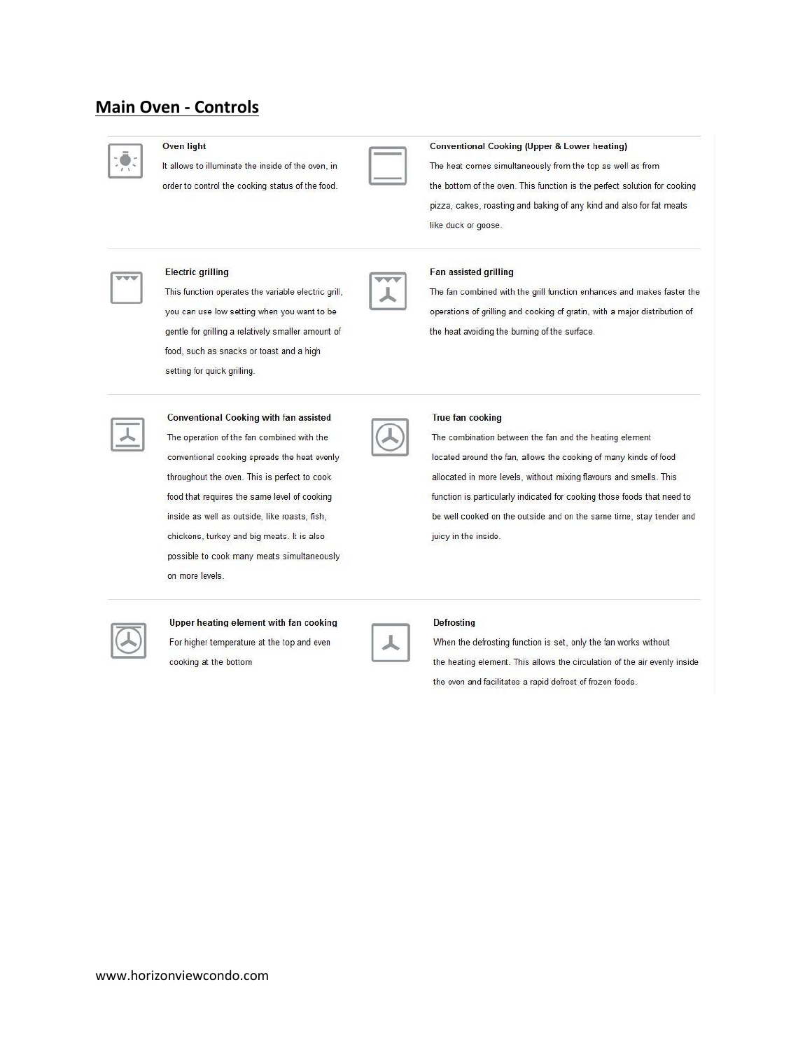## Main Oven - Controls

**Oven light**

It allows to illuminate the inside of the oven, in order to control the cooking status of the food.

**Conventional Cooking (Upper & Lower heating)**

The heat comes simultaneously from the top as well as from the bottom of the oven. This function is the perfect solution for cooking pizza, cakes, roasting and baking of any kind and also for fat meats like duck or goose.

**Electric grilling**

This function operates the variable electric grill, you can use low setting when you want to be gentle for grilling a relatively smaller amount of food, such as snacks or toast and a high setting for quick grilling.

**Fan assisted grilling**

The fan combined with the grill function enhances and makes faster the operations of grilling and cooking of gratin, with a major distribution of the heat avoiding the burning of the surface.

**Conventional Cooking with fan assisted**

The operation of the fan combined with the conventional cooking spreads the heat evenly throughout the oven. This is perfect to cook food that requires the same level of cooking inside as well as outside, like roasts, fish, chickens, turkey and big meats. It is also possible to cook many meats simultaneously on more levels.

**True fan cooking**

The combination between the fan and the heating element located around the fan, allows the cooking of many kinds of food allocated in more levels, without mixing flavours and smells. This function is particularly indicated for cooking those foods that need to be well cooked on the outside and on the same time, stay tender and juicy in the inside.

**Upper heating element with fan cooking**

For higher temperature at the top and even cooking at the bottom

**Defrosting**

When the defrosting function is set, only the fan works without the heating element. This allows the circulation of the air evenly inside the oven and facilitates a rapid defrost of frozen foods.

www.horizonviewcondo.com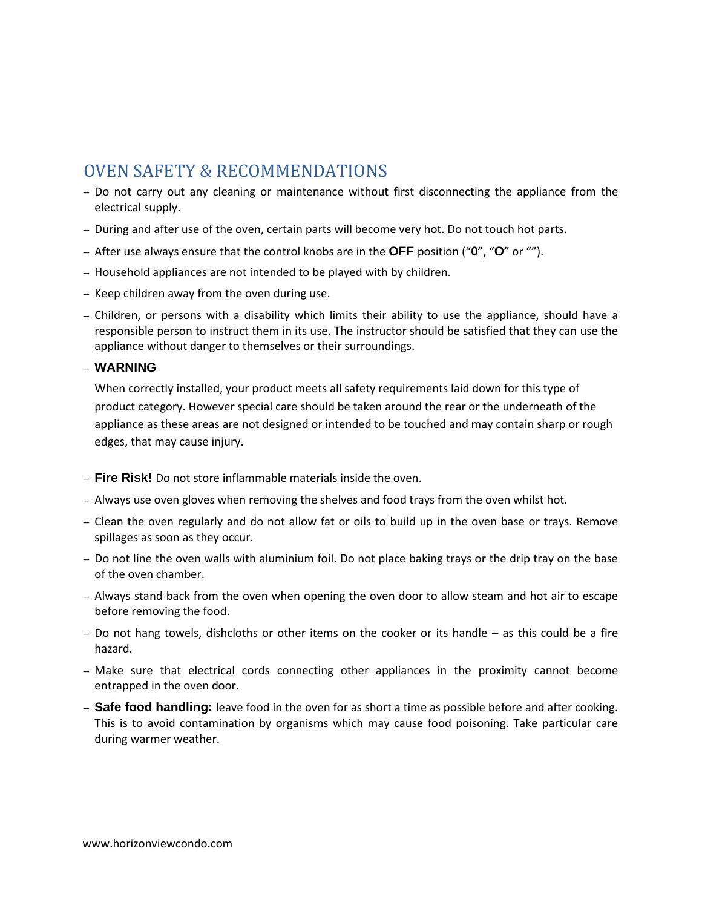## OVEN SAFETY & RECOMMENDATIONS

- Do not carry out any cleaning or maintenance without first disconnecting the appliance from the electrical supply.
- During and after use of the oven, certain parts will become very hot. Do not touch hot parts.
- After use always ensure that the control knobs are in the **OFF** position ("**0**", "**O**" or "").
- Household appliances are not intended to be played with by children.
- Keep children away from the oven during use.
- Children, or persons with a disability which limits their ability to use the appliance, should have a responsible person to instruct them in its use. The instructor should be satisfied that they can use the appliance without danger to themselves or their surroundings.
- **WARNING**

  When correctly installed, your product meets all safety requirements laid down for this type of product category. However special care should be taken around the rear or the underneath of the appliance as these areas are not designed or intended to be touched and may contain sharp or rough edges, that may cause injury.

- **Fire Risk!** Do not store inflammable materials inside the oven.
- Always use oven gloves when removing the shelves and food trays from the oven whilst hot.
- Clean the oven regularly and do not allow fat or oils to build up in the oven base or trays. Remove spillages as soon as they occur.
- Do not line the oven walls with aluminium foil. Do not place baking trays or the drip tray on the base of the oven chamber.
- Always stand back from the oven when opening the oven door to allow steam and hot air to escape before removing the food.
- Do not hang towels, dishcloths or other items on the cooker or its handle – as this could be a fire hazard.
- Make sure that electrical cords connecting other appliances in the proximity cannot become entrapped in the oven door.
- **Safe food handling:** leave food in the oven for as short a time as possible before and after cooking. This is to avoid contamination by organisms which may cause food poisoning. Take particular care during warmer weather.

www.horizonviewcondo.com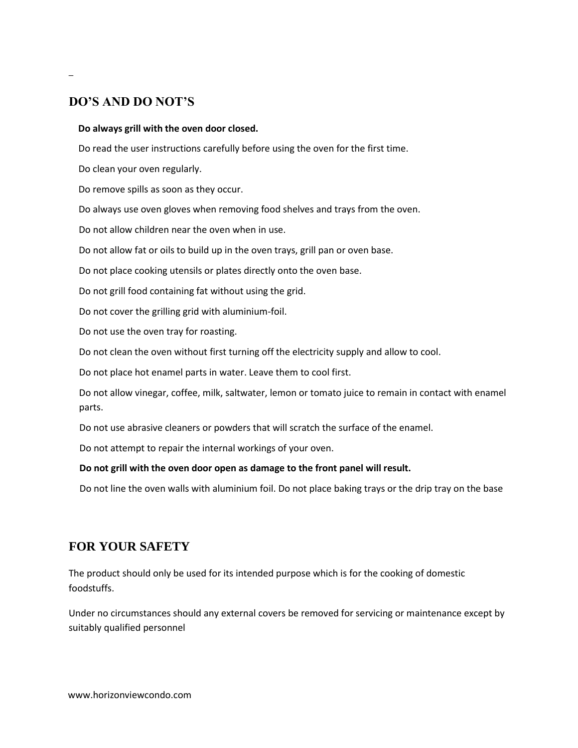## DO’S AND DO NOT’S

**Do always grill with the oven door closed.**

Do read the user instructions carefully before using the oven for the first time.

Do clean your oven regularly.

Do remove spills as soon as they occur.

Do always use oven gloves when removing food shelves and trays from the oven.

Do not allow children near the oven when in use.

Do not allow fat or oils to build up in the oven trays, grill pan or oven base.

Do not place cooking utensils or plates directly onto the oven base.

Do not grill food containing fat without using the grid.

Do not cover the grilling grid with aluminium-foil.

Do not use the oven tray for roasting.

Do not clean the oven without first turning off the electricity supply and allow to cool.

Do not place hot enamel parts in water. Leave them to cool first.

Do not allow vinegar, coffee, milk, saltwater, lemon or tomato juice to remain in contact with enamel parts.

Do not use abrasive cleaners or powders that will scratch the surface of the enamel.

Do not attempt to repair the internal workings of your oven.

**Do not grill with the oven door open as damage to the front panel will result.**

Do not line the oven walls with aluminium foil. Do not place baking trays or the drip tray on the base

## FOR YOUR SAFETY

The product should only be used for its intended purpose which is for the cooking of domestic foodstuffs.

Under no circumstances should any external covers be removed for servicing or maintenance except by suitably qualified personnel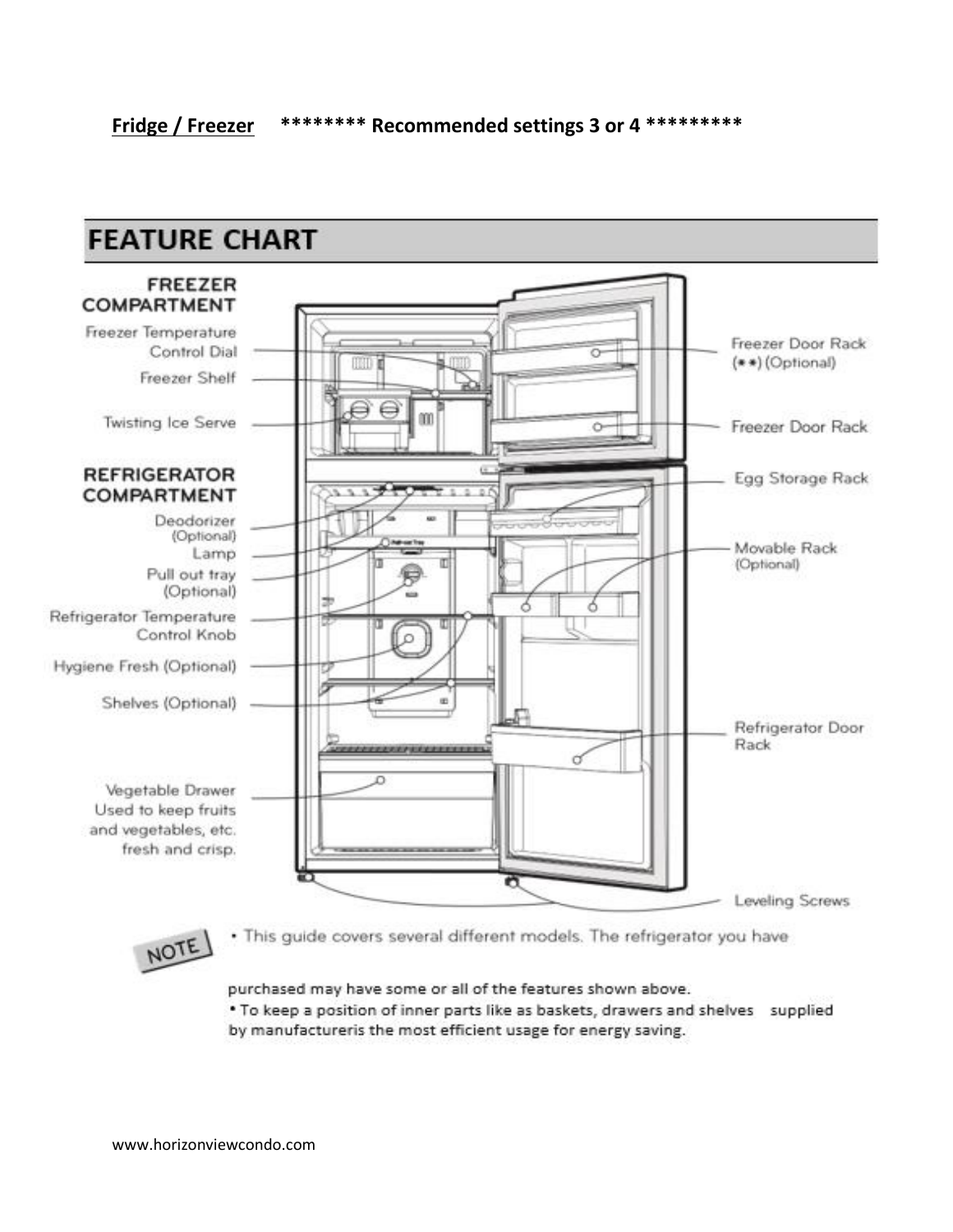**Fridge / Freezer** ******** Recommended settings 3 or 4 *********

## FEATURE CHART

**FREEZER COMPARTMENT**

- Freezer Temperature Control Dial
- Freezer Shelf
- Twisting Ice Serve

**REFRIGERATOR COMPARTMENT**

- Deodorizer (Optional)
- Lamp
- Pull out tray (Optional)
- Refrigerator Temperature Control Knob
- Hygiene Fresh (Optional)
- Shelves (Optional)
- Vegetable Drawer Used to keep fruits and vegetables, etc. fresh and crisp.

- Freezer Door Rack (**) (Optional)
- Freezer Door Rack
- Egg Storage Rack
- Movable Rack (Optional)
- Refrigerator Door Rack
- Leveling Screws

NOTE

- This guide covers several different models. The refrigerator you have purchased may have some or all of the features shown above.
- To keep a position of inner parts like as baskets, drawers and shelves supplied by manufactureris the most efficient usage for energy saving.

www.horizonviewcondo.com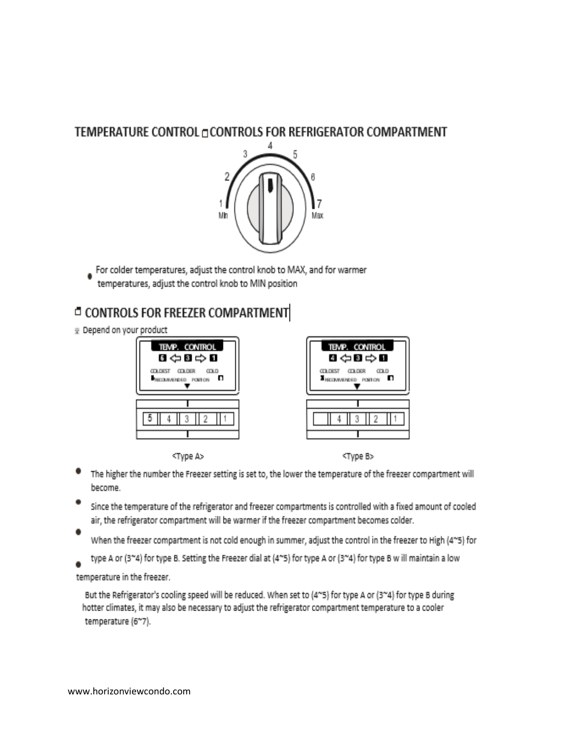## TEMPERATURE CONTROL □CONTROLS FOR REFRIGERATOR COMPARTMENT

- For colder temperatures, adjust the control knob to MAX, and for warmer temperatures, adjust the control knob to MIN position

## □ CONTROLS FOR FREEZER COMPARTMENT

※ Depend on your product

<Type A>

<Type B>

- The higher the number the Freezer setting is set to, the lower the temperature of the freezer compartment will become.
- Since the temperature of the refrigerator and freezer compartments is controlled with a fixed amount of cooled air, the refrigerator compartment will be warmer if the freezer compartment becomes colder.
- When the freezer compartment is not cold enough in summer, adjust the control in the freezer to High (4~5) for type A or (3~4) for type B. Setting the Freezer dial at (4~5) for type A or (3~4) for type B will maintain a low temperature in the freezer.

But the Refrigerator's cooling speed will be reduced. When set to (4~5) for type A or (3~4) for type B during hotter climates, it may also be necessary to adjust the refrigerator compartment temperature to a cooler temperature (6~7).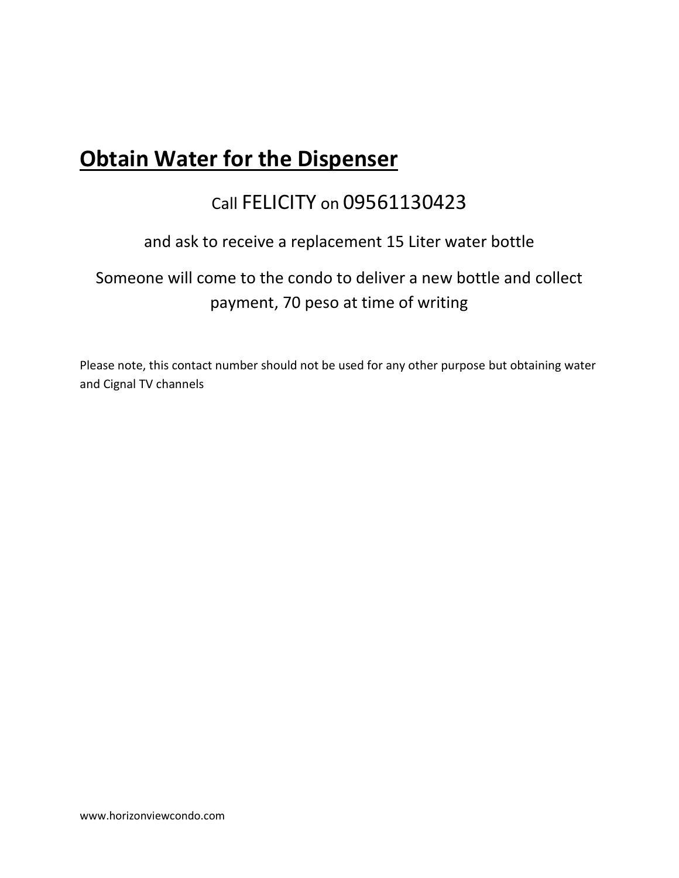## **Obtain Water for the Dispenser**

Call FELICITY on 09561130423

and ask to receive a replacement 15 Liter water bottle

Someone will come to the condo to deliver a new bottle and collect payment, 70 peso at time of writing

Please note, this contact number should not be used for any other purpose but obtaining water and Cignal TV channels

www.horizonviewcondo.com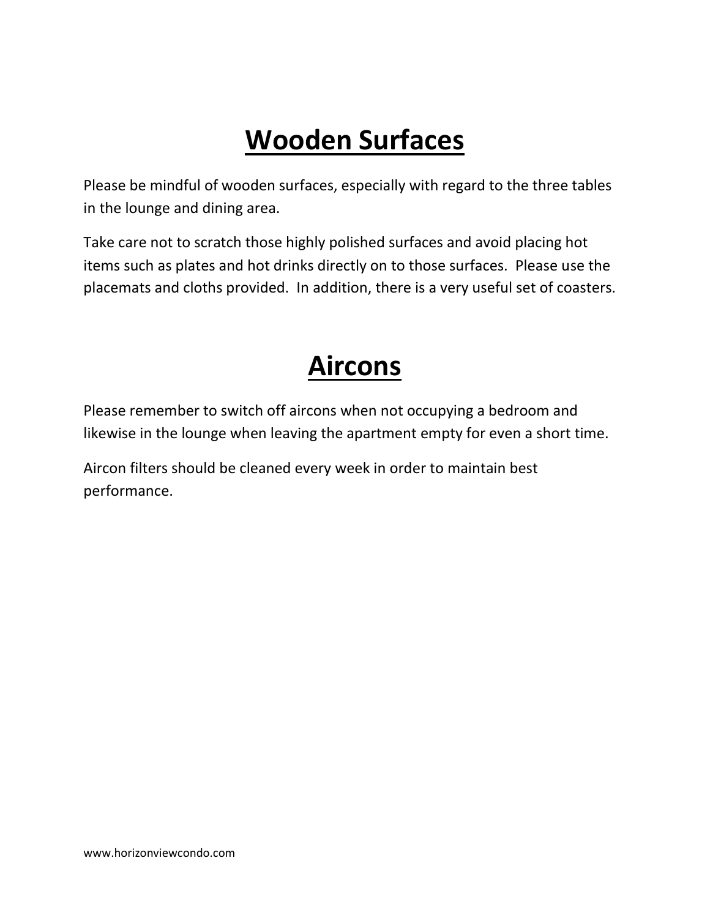# Wooden Surfaces

Please be mindful of wooden surfaces, especially with regard to the three tables in the lounge and dining area.

Take care not to scratch those highly polished surfaces and avoid placing hot items such as plates and hot drinks directly on to those surfaces. Please use the placemats and cloths provided. In addition, there is a very useful set of coasters.

# Aircons

Please remember to switch off aircons when not occupying a bedroom and likewise in the lounge when leaving the apartment empty for even a short time.

Aircon filters should be cleaned every week in order to maintain best performance.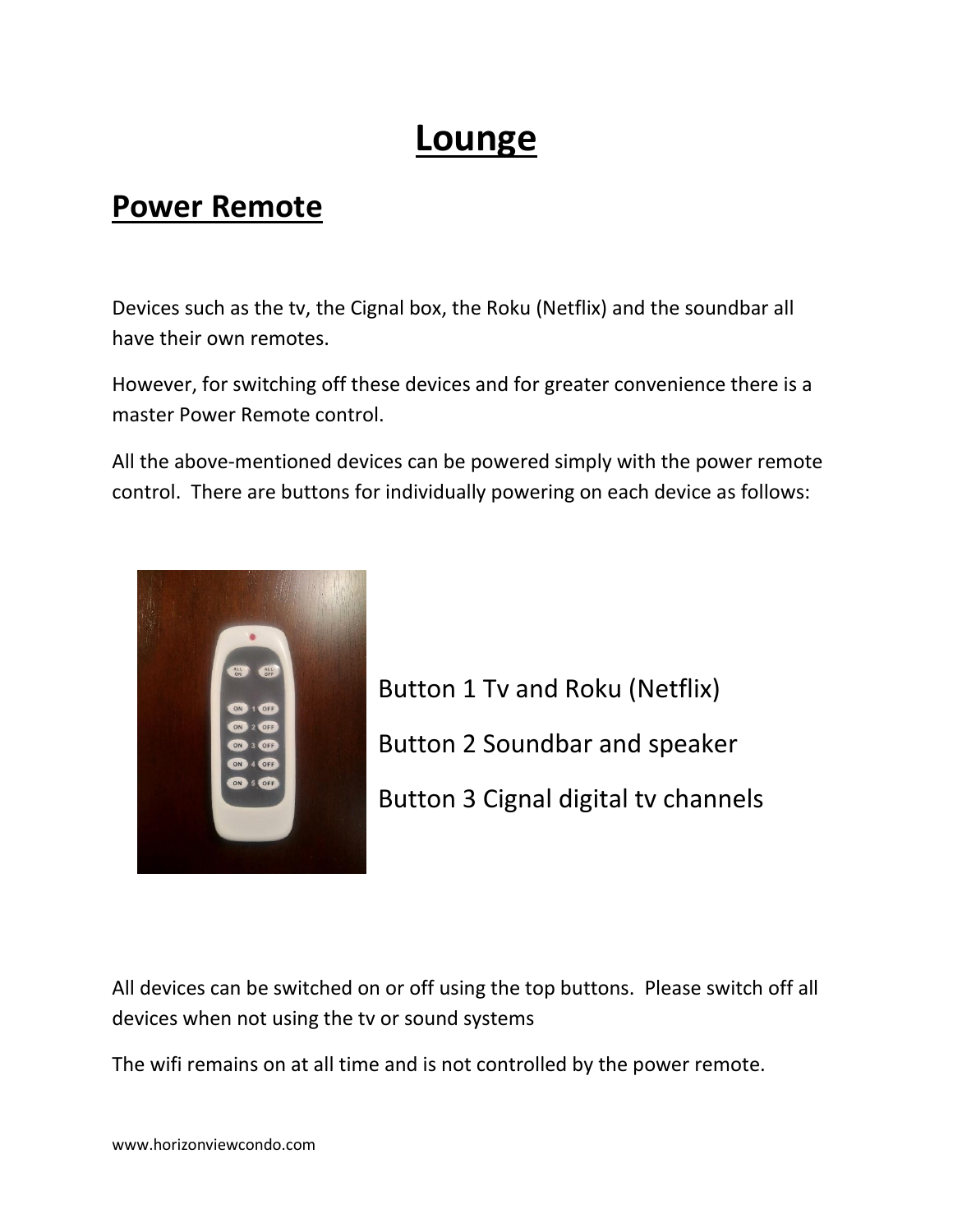# Lounge

## Power Remote

Devices such as the tv, the Cignal box, the Roku (Netflix) and the soundbar all have their own remotes.

However, for switching off these devices and for greater convenience there is a master Power Remote control.

All the above-mentioned devices can be powered simply with the power remote control. There are buttons for individually powering on each device as follows:

Button 1 Tv and Roku (Netflix)

Button 2 Soundbar and speaker

Button 3 Cignal digital tv channels

All devices can be switched on or off using the top buttons. Please switch off all devices when not using the tv or sound systems

The wifi remains on at all time and is not controlled by the power remote.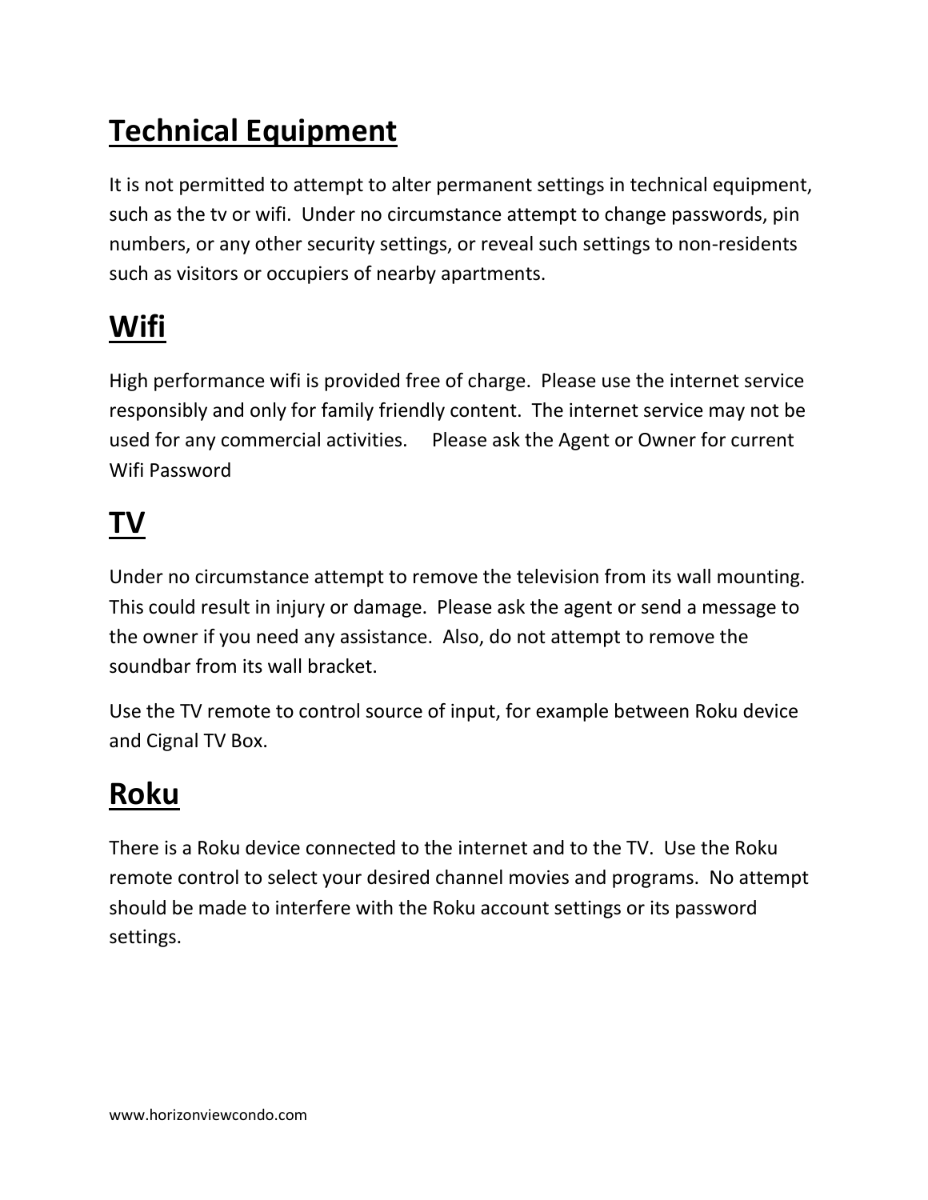## Technical Equipment

It is not permitted to attempt to alter permanent settings in technical equipment, such as the tv or wifi. Under no circumstance attempt to change passwords, pin numbers, or any other security settings, or reveal such settings to non-residents such as visitors or occupiers of nearby apartments.

## Wifi

High performance wifi is provided free of charge. Please use the internet service responsibly and only for family friendly content. The internet service may not be used for any commercial activities. Please ask the Agent or Owner for current Wifi Password

## TV

Under no circumstance attempt to remove the television from its wall mounting. This could result in injury or damage. Please ask the agent or send a message to the owner if you need any assistance. Also, do not attempt to remove the soundbar from its wall bracket.

Use the TV remote to control source of input, for example between Roku device and Cignal TV Box.

## Roku

There is a Roku device connected to the internet and to the TV. Use the Roku remote control to select your desired channel movies and programs. No attempt should be made to interfere with the Roku account settings or its password settings.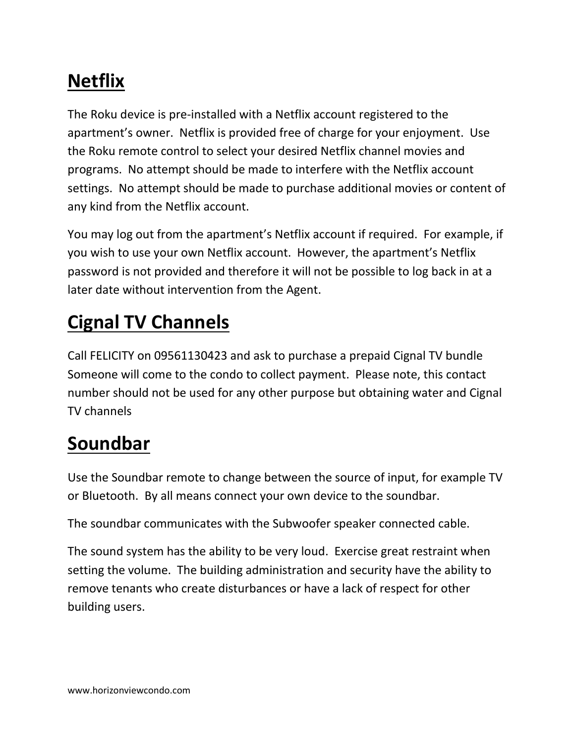# Netflix

The Roku device is pre-installed with a Netflix account registered to the apartment's owner. Netflix is provided free of charge for your enjoyment. Use the Roku remote control to select your desired Netflix channel movies and programs. No attempt should be made to interfere with the Netflix account settings. No attempt should be made to purchase additional movies or content of any kind from the Netflix account.

You may log out from the apartment's Netflix account if required. For example, if you wish to use your own Netflix account. However, the apartment's Netflix password is not provided and therefore it will not be possible to log back in at a later date without intervention from the Agent.

# Cignal TV Channels

Call FELICITY on 09561130423 and ask to purchase a prepaid Cignal TV bundle Someone will come to the condo to collect payment. Please note, this contact number should not be used for any other purpose but obtaining water and Cignal TV channels

# Soundbar

Use the Soundbar remote to change between the source of input, for example TV or Bluetooth. By all means connect your own device to the soundbar.

The soundbar communicates with the Subwoofer speaker connected cable.

The sound system has the ability to be very loud. Exercise great restraint when setting the volume. The building administration and security have the ability to remove tenants who create disturbances or have a lack of respect for other building users.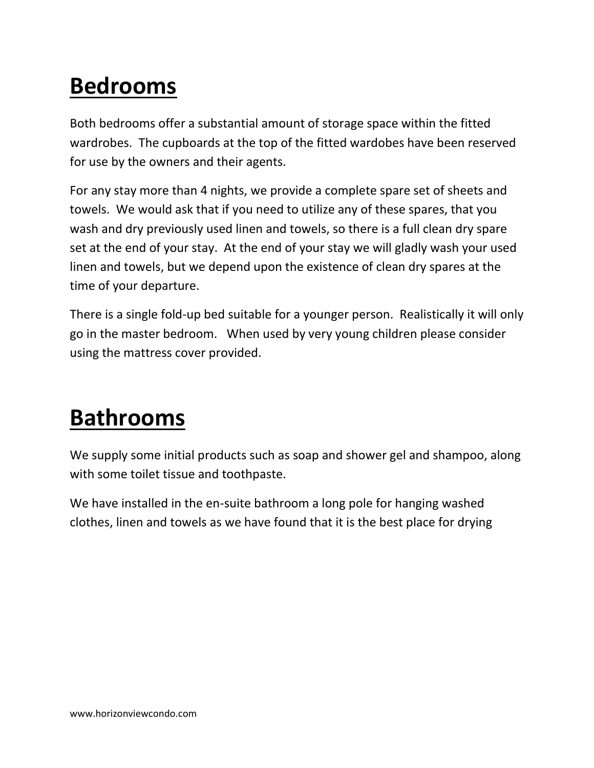# Bedrooms

Both bedrooms offer a substantial amount of storage space within the fitted wardrobes. The cupboards at the top of the fitted wardobes have been reserved for use by the owners and their agents.

For any stay more than 4 nights, we provide a complete spare set of sheets and towels. We would ask that if you need to utilize any of these spares, that you wash and dry previously used linen and towels, so there is a full clean dry spare set at the end of your stay. At the end of your stay we will gladly wash your used linen and towels, but we depend upon the existence of clean dry spares at the time of your departure.

There is a single fold-up bed suitable for a younger person. Realistically it will only go in the master bedroom. When used by very young children please consider using the mattress cover provided.

# Bathrooms

We supply some initial products such as soap and shower gel and shampoo, along with some toilet tissue and toothpaste.

We have installed in the en-suite bathroom a long pole for hanging washed clothes, linen and towels as we have found that it is the best place for drying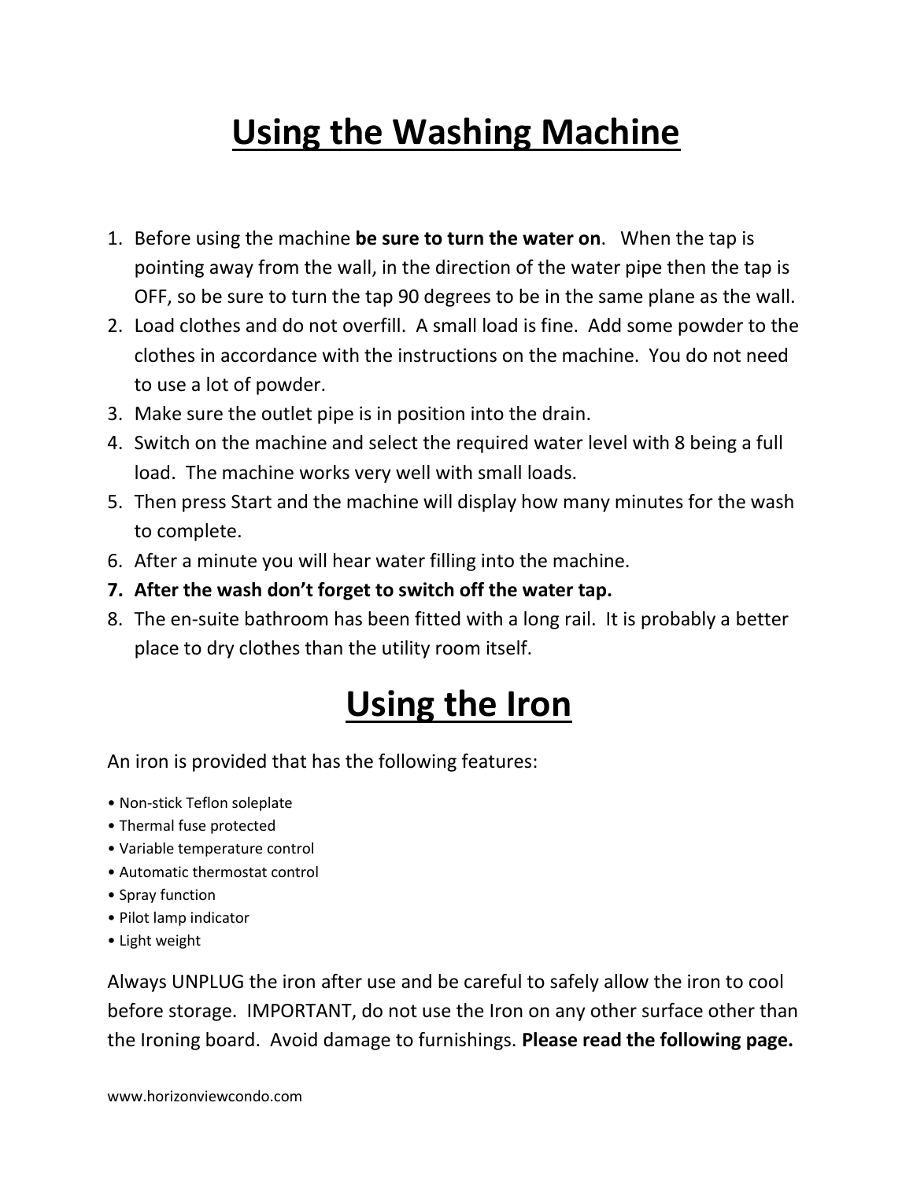# Using the Washing Machine

1. Before using the machine **be sure to turn the water on**. When the tap is pointing away from the wall, in the direction of the water pipe then the tap is OFF, so be sure to turn the tap 90 degrees to be in the same plane as the wall.
2. Load clothes and do not overfill. A small load is fine. Add some powder to the clothes in accordance with the instructions on the machine. You do not need to use a lot of powder.
3. Make sure the outlet pipe is in position into the drain.
4. Switch on the machine and select the required water level with 8 being a full load. The machine works very well with small loads.
5. Then press Start and the machine will display how many minutes for the wash to complete.
6. After a minute you will hear water filling into the machine.
7. **After the wash don't forget to switch off the water tap.**
8. The en-suite bathroom has been fitted with a long rail. It is probably a better place to dry clothes than the utility room itself.

# Using the Iron

An iron is provided that has the following features:

- Non-stick Teflon soleplate
- Thermal fuse protected
- Variable temperature control
- Automatic thermostat control
- Spray function
- Pilot lamp indicator
- Light weight

Always UNPLUG the iron after use and be careful to safely allow the iron to cool before storage. IMPORTANT, do not use the Iron on any other surface other than the Ironing board. Avoid damage to furnishings. **Please read the following page.**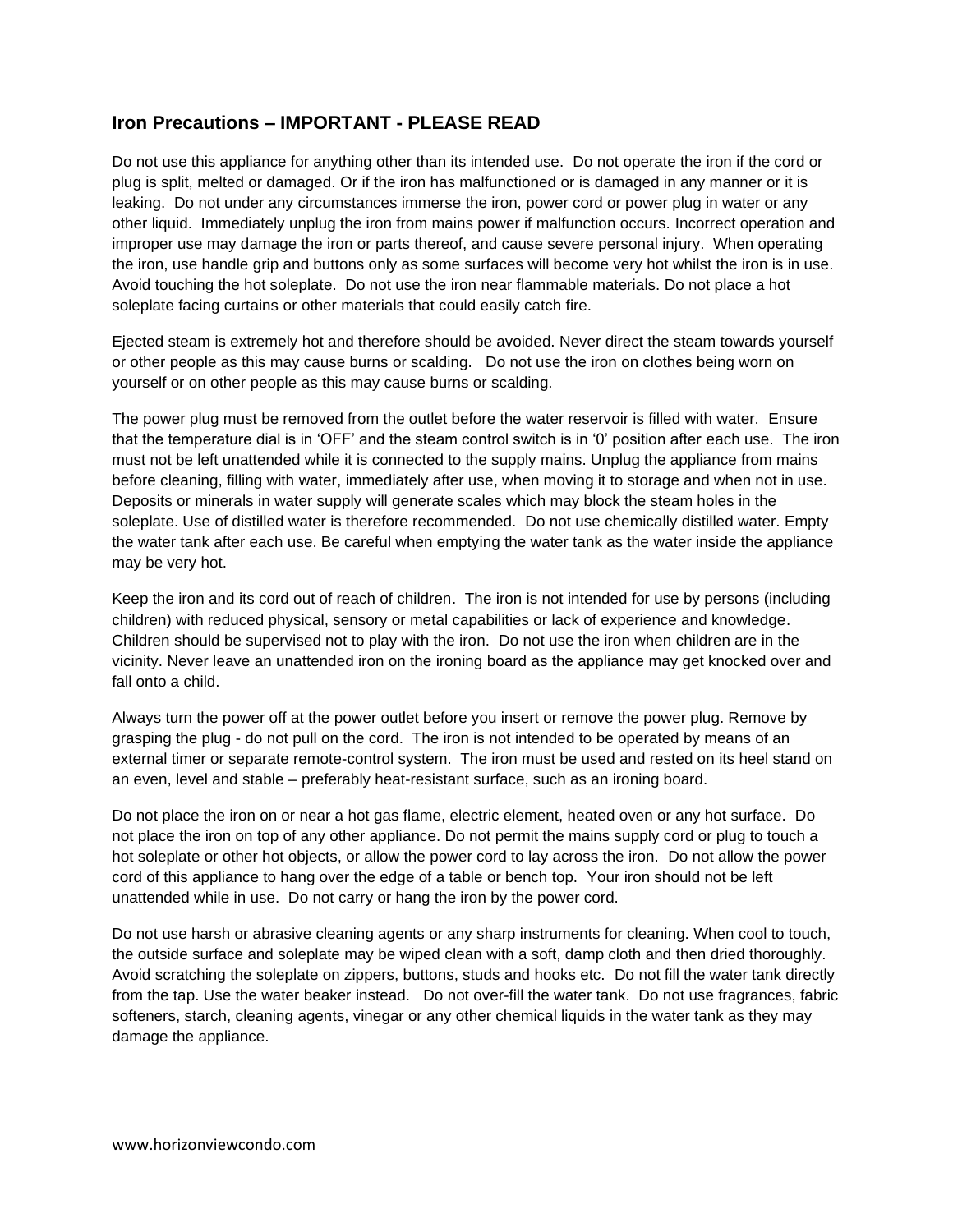## Iron Precautions – IMPORTANT - PLEASE READ

Do not use this appliance for anything other than its intended use. Do not operate the iron if the cord or plug is split, melted or damaged. Or if the iron has malfunctioned or is damaged in any manner or it is leaking. Do not under any circumstances immerse the iron, power cord or power plug in water or any other liquid. Immediately unplug the iron from mains power if malfunction occurs. Incorrect operation and improper use may damage the iron or parts thereof, and cause severe personal injury. When operating the iron, use handle grip and buttons only as some surfaces will become very hot whilst the iron is in use. Avoid touching the hot soleplate. Do not use the iron near flammable materials. Do not place a hot soleplate facing curtains or other materials that could easily catch fire.

Ejected steam is extremely hot and therefore should be avoided. Never direct the steam towards yourself or other people as this may cause burns or scalding. Do not use the iron on clothes being worn on yourself or on other people as this may cause burns or scalding.

The power plug must be removed from the outlet before the water reservoir is filled with water. Ensure that the temperature dial is in 'OFF' and the steam control switch is in '0' position after each use. The iron must not be left unattended while it is connected to the supply mains. Unplug the appliance from mains before cleaning, filling with water, immediately after use, when moving it to storage and when not in use. Deposits or minerals in water supply will generate scales which may block the steam holes in the soleplate. Use of distilled water is therefore recommended. Do not use chemically distilled water. Empty the water tank after each use. Be careful when emptying the water tank as the water inside the appliance may be very hot.

Keep the iron and its cord out of reach of children. The iron is not intended for use by persons (including children) with reduced physical, sensory or metal capabilities or lack of experience and knowledge. Children should be supervised not to play with the iron. Do not use the iron when children are in the vicinity. Never leave an unattended iron on the ironing board as the appliance may get knocked over and fall onto a child.

Always turn the power off at the power outlet before you insert or remove the power plug. Remove by grasping the plug - do not pull on the cord. The iron is not intended to be operated by means of an external timer or separate remote-control system. The iron must be used and rested on its heel stand on an even, level and stable – preferably heat-resistant surface, such as an ironing board.

Do not place the iron on or near a hot gas flame, electric element, heated oven or any hot surface. Do not place the iron on top of any other appliance. Do not permit the mains supply cord or plug to touch a hot soleplate or other hot objects, or allow the power cord to lay across the iron. Do not allow the power cord of this appliance to hang over the edge of a table or bench top. Your iron should not be left unattended while in use. Do not carry or hang the iron by the power cord.

Do not use harsh or abrasive cleaning agents or any sharp instruments for cleaning. When cool to touch, the outside surface and soleplate may be wiped clean with a soft, damp cloth and then dried thoroughly. Avoid scratching the soleplate on zippers, buttons, studs and hooks etc. Do not fill the water tank directly from the tap. Use the water beaker instead. Do not over-fill the water tank. Do not use fragrances, fabric softeners, starch, cleaning agents, vinegar or any other chemical liquids in the water tank as they may damage the appliance.

www.horizonviewcondo.com